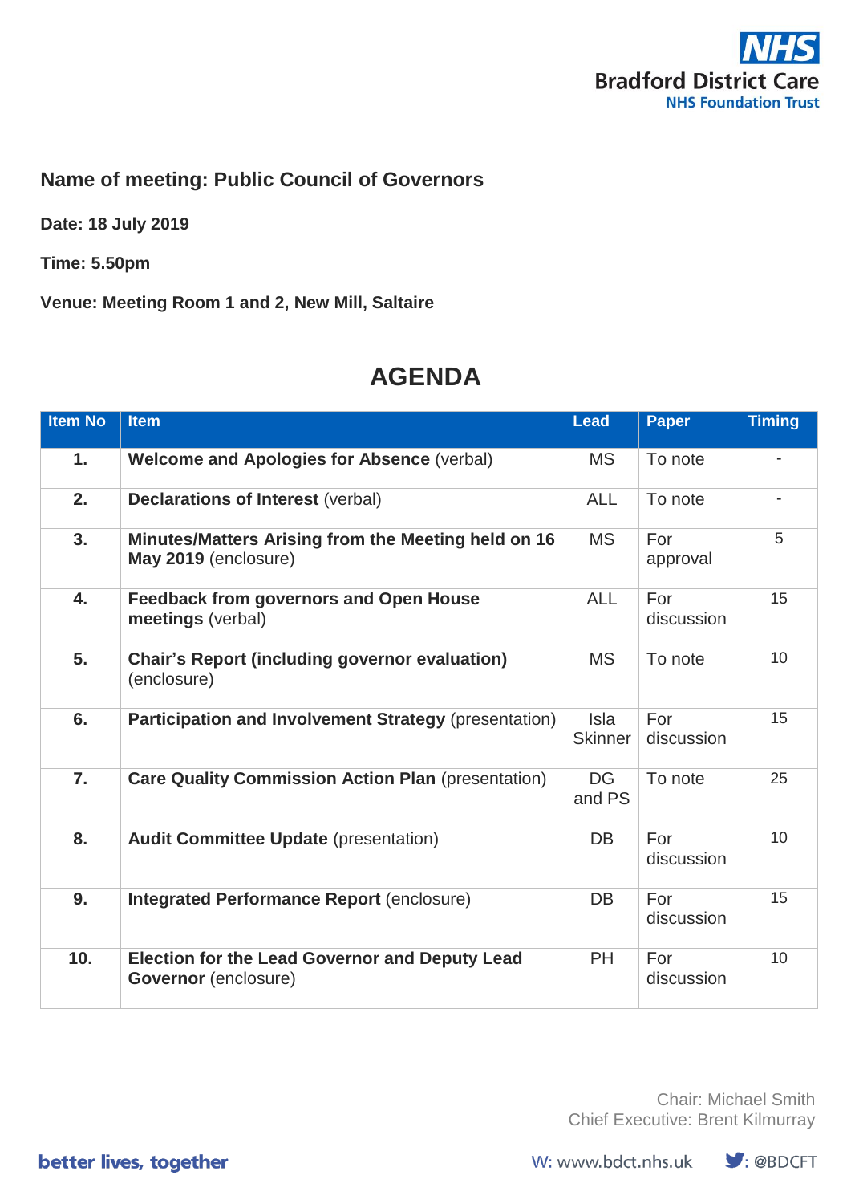NHS
Bradford District Care
NHS Foundation Trust

**Name of meeting: Public Council of Governors**

**Date: 18 July 2019**

**Time: 5.50pm**

**Venue: Meeting Room 1 and 2, New Mill, Saltaire**

# AGENDA

| Item No | Item | Lead | Paper | Timing |
|---|---|---|---|---|
| **1.** | **Welcome and Apologies for Absence** (verbal) | MS | To note | - |
| **2.** | **Declarations of Interest** (verbal) | ALL | To note | - |
| **3.** | **Minutes/Matters Arising from the Meeting held on 16 May 2019** (enclosure) | MS | For approval | 5 |
| **4.** | **Feedback from governors and Open House meetings** (verbal) | ALL | For discussion | 15 |
| **5.** | **Chair's Report (including governor evaluation)** (enclosure) | MS | To note | 10 |
| **6.** | **Participation and Involvement Strategy** (presentation) | Isla Skinner | For discussion | 15 |
| **7.** | **Care Quality Commission Action Plan** (presentation) | DG and PS | To note | 25 |
| **8.** | **Audit Committee Update** (presentation) | DB | For discussion | 10 |
| **9.** | **Integrated Performance Report** (enclosure) | DB | For discussion | 15 |
| **10.** | **Election for the Lead Governor and Deputy Lead Governor** (enclosure) | PH | For discussion | 10 |

Chair: Michael Smith
Chief Executive: Brent Kilmurray

better lives, together

W: www.bdct.nhs.uk
: @BDCFT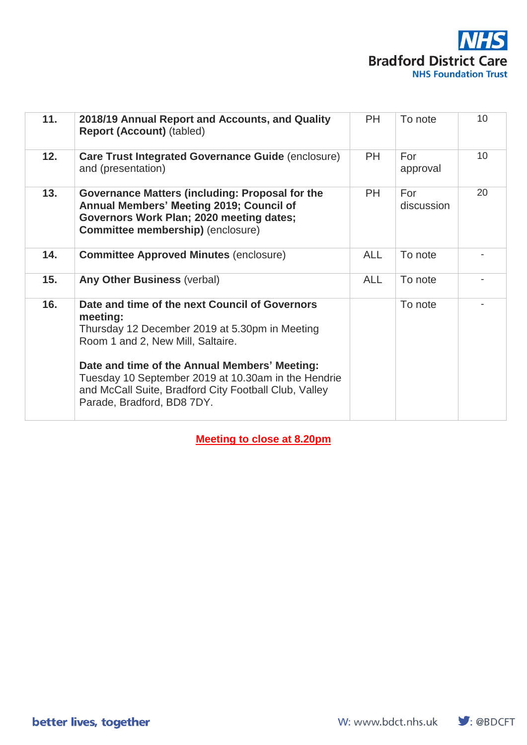| | | | | |
|---|---|---|---|---|
| **11.** | **2018/19 Annual Report and Accounts, and Quality Report (Account)** (tabled) | PH | To note | 10 |
| **12.** | **Care Trust Integrated Governance Guide** (enclosure) and (presentation) | PH | For approval | 10 |
| **13.** | **Governance Matters (including: Proposal for the Annual Members' Meeting 2019; Council of Governors Work Plan; 2020 meeting dates; Committee membership)** (enclosure) | PH | For discussion | 20 |
| **14.** | **Committee Approved Minutes** (enclosure) | ALL | To note | - |
| **15.** | **Any Other Business** (verbal) | ALL | To note | - |
| **16.** | **Date and time of the next Council of Governors meeting:** Thursday 12 December 2019 at 5.30pm in Meeting Room 1 and 2, New Mill, Saltaire.<br><br>**Date and time of the Annual Members' Meeting:** Tuesday 10 September 2019 at 10.30am in the Hendrie and McCall Suite, Bradford City Football Club, Valley Parade, Bradford, BD8 7DY. | | To note | - |

**Meeting to close at 8.20pm**